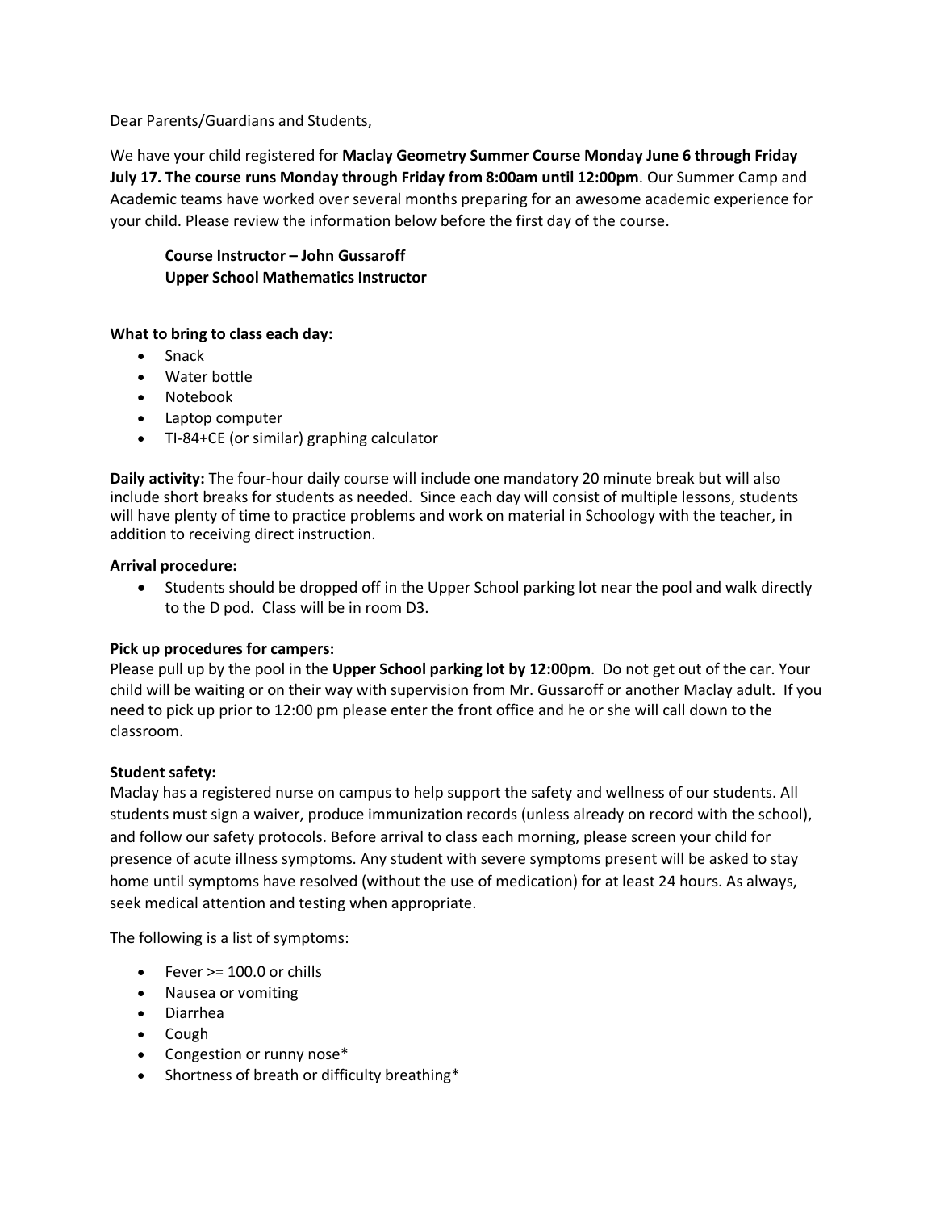Dear Parents/Guardians and Students,

We have your child registered for **Maclay Geometry Summer Course Monday June 6 through Friday July 17. The course runs Monday through Friday from 8:00am until 12:00pm**. Our Summer Camp and Academic teams have worked over several months preparing for an awesome academic experience for your child. Please review the information below before the first day of the course.

**Course Instructor – John Gussaroff**
**Upper School Mathematics Instructor**

**What to bring to class each day:**

- Snack
- Water bottle
- Notebook
- Laptop computer
- TI-84+CE (or similar) graphing calculator

**Daily activity:** The four-hour daily course will include one mandatory 20 minute break but will also include short breaks for students as needed. Since each day will consist of multiple lessons, students will have plenty of time to practice problems and work on material in Schoology with the teacher, in addition to receiving direct instruction.

**Arrival procedure:**

- Students should be dropped off in the Upper School parking lot near the pool and walk directly to the D pod. Class will be in room D3.

**Pick up procedures for campers:**

Please pull up by the pool in the **Upper School parking lot by 12:00pm**. Do not get out of the car. Your child will be waiting or on their way with supervision from Mr. Gussaroff or another Maclay adult. If you need to pick up prior to 12:00 pm please enter the front office and he or she will call down to the classroom.

**Student safety:**

Maclay has a registered nurse on campus to help support the safety and wellness of our students. All students must sign a waiver, produce immunization records (unless already on record with the school), and follow our safety protocols. Before arrival to class each morning, please screen your child for presence of acute illness symptoms. Any student with severe symptoms present will be asked to stay home until symptoms have resolved (without the use of medication) for at least 24 hours. As always, seek medical attention and testing when appropriate.

The following is a list of symptoms:

- Fever >= 100.0 or chills
- Nausea or vomiting
- Diarrhea
- Cough
- Congestion or runny nose*
- Shortness of breath or difficulty breathing*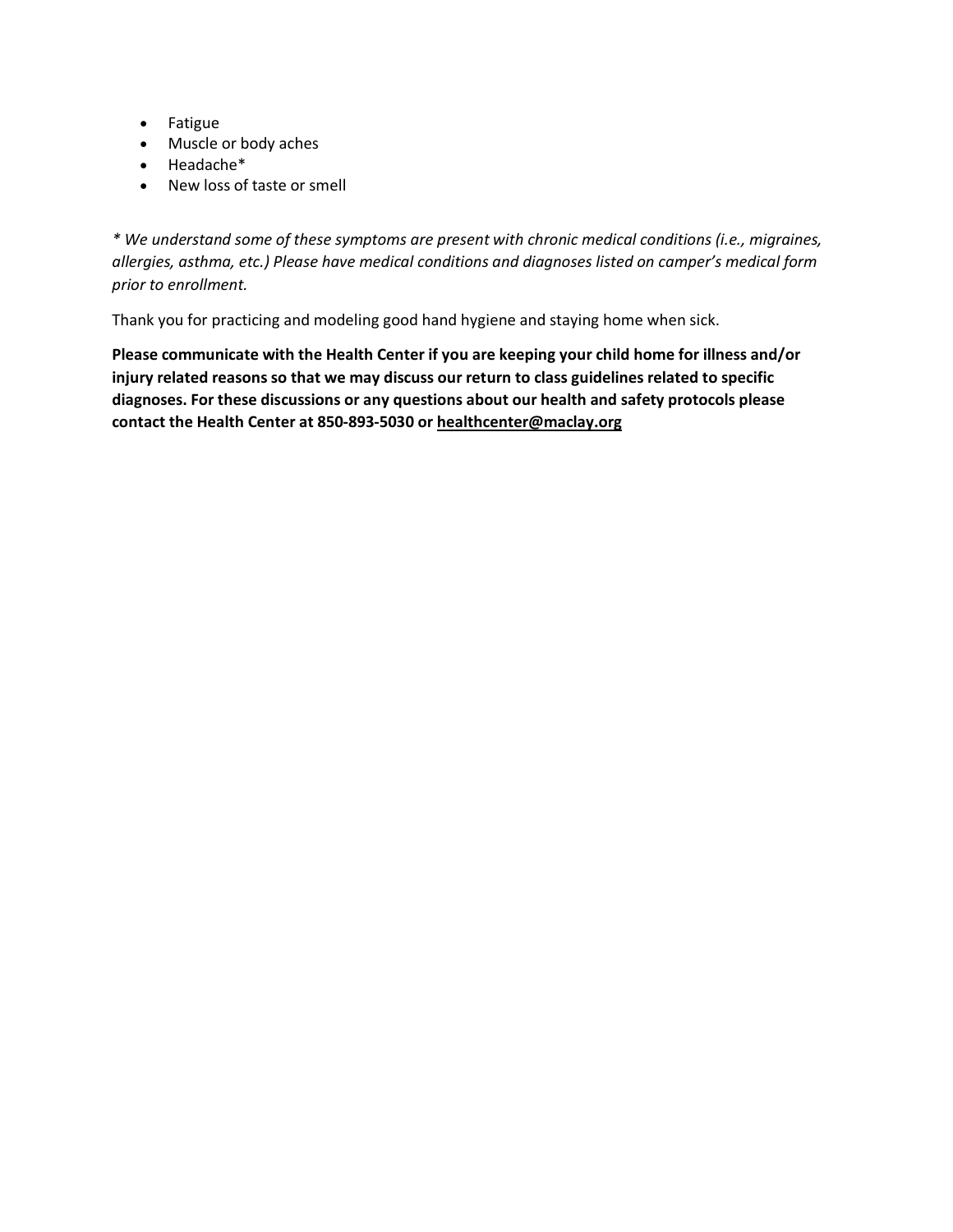- Fatigue
- Muscle or body aches
- Headache*
- New loss of taste or smell

*\* We understand some of these symptoms are present with chronic medical conditions (i.e., migraines, allergies, asthma, etc.) Please have medical conditions and diagnoses listed on camper's medical form prior to enrollment.*

Thank you for practicing and modeling good hand hygiene and staying home when sick.

**Please communicate with the Health Center if you are keeping your child home for illness and/or injury related reasons so that we may discuss our return to class guidelines related to specific diagnoses. For these discussions or any questions about our health and safety protocols please contact the Health Center at 850-893-5030 or healthcenter@maclay.org**